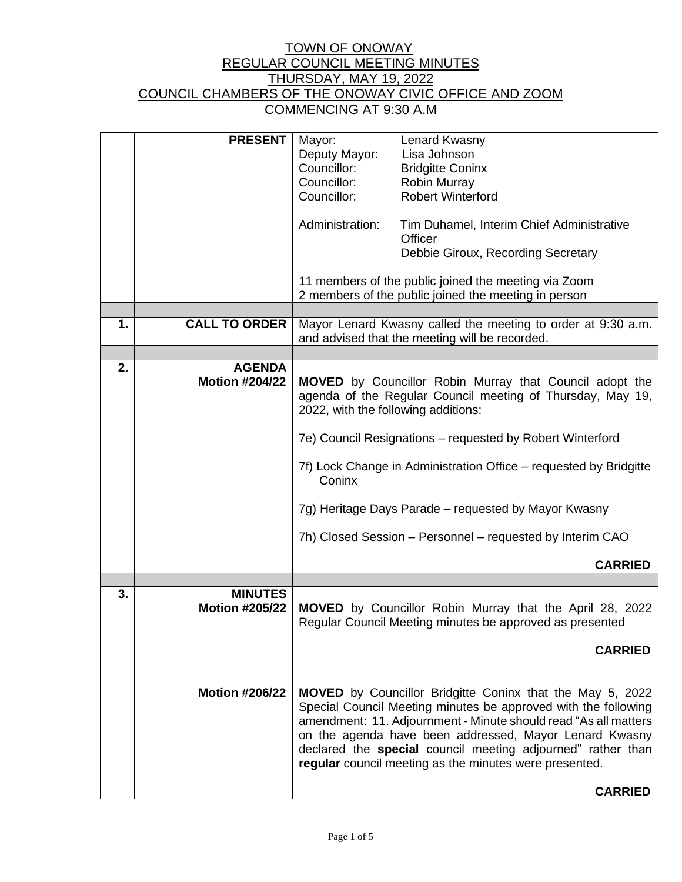TOWN OF ONOWAY
REGULAR COUNCIL MEETING MINUTES
THURSDAY, MAY 19, 2022
COUNCIL CHAMBERS OF THE ONOWAY CIVIC OFFICE AND ZOOM
COMMENCING AT 9:30 A.M

| | | |
|---|---|---|
| | **PRESENT** | Mayor: Lenard Kwasny<br>Deputy Mayor: Lisa Johnson<br>Councillor: Bridgitte Coninx<br>Councillor: Robin Murray<br>Councillor: Robert Winterford<br><br>Administration: Tim Duhamel, Interim Chief Administrative Officer<br>Debbie Giroux, Recording Secretary<br><br>11 members of the public joined the meeting via Zoom<br>2 members of the public joined the meeting in person |
| | | |
| **1.** | **CALL TO ORDER** | Mayor Lenard Kwasny called the meeting to order at 9:30 a.m. and advised that the meeting will be recorded. |
| | | |
| **2.** | **AGENDA**<br>**Motion #204/22** | **MOVED** by Councillor Robin Murray that Council adopt the agenda of the Regular Council meeting of Thursday, May 19, 2022, with the following additions:<br><br>7e) Council Resignations – requested by Robert Winterford<br><br>7f) Lock Change in Administration Office – requested by Bridgitte Coninx<br><br>7g) Heritage Days Parade – requested by Mayor Kwasny<br><br>7h) Closed Session – Personnel – requested by Interim CAO<br><br>**CARRIED** |
| | | |
| **3.** | **MINUTES**<br>**Motion #205/22** | **MOVED** by Councillor Robin Murray that the April 28, 2022 Regular Council Meeting minutes be approved as presented<br><br>**CARRIED** |
| | **Motion #206/22** | **MOVED** by Councillor Bridgitte Coninx that the May 5, 2022 Special Council Meeting minutes be approved with the following amendment: 11. Adjournment - Minute should read "As all matters on the agenda have been addressed, Mayor Lenard Kwasny declared the **special** council meeting adjourned" rather than **regular** council meeting as the minutes were presented.<br><br>**CARRIED** |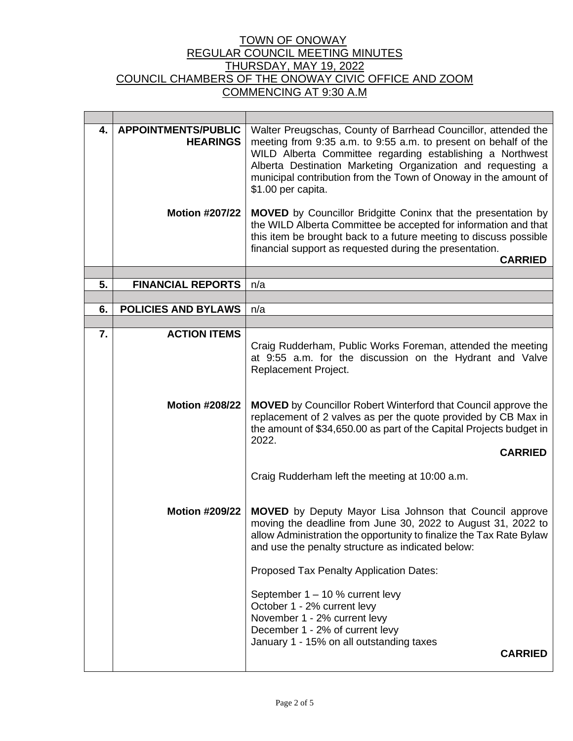TOWN OF ONOWAY
REGULAR COUNCIL MEETING MINUTES
THURSDAY, MAY 19, 2022
COUNCIL CHAMBERS OF THE ONOWAY CIVIC OFFICE AND ZOOM
COMMENCING AT 9:30 A.M

| | | |
|---|---|---|
| **4.** | **APPOINTMENTS/PUBLIC HEARINGS** | Walter Preugschas, County of Barrhead Councillor, attended the meeting from 9:35 a.m. to 9:55 a.m. to present on behalf of the WILD Alberta Committee regarding establishing a Northwest Alberta Destination Marketing Organization and requesting a municipal contribution from the Town of Onoway in the amount of $1.00 per capita. |
| | **Motion #207/22** | **MOVED** by Councillor Bridgitte Coninx that the presentation by the WILD Alberta Committee be accepted for information and that this item be brought back to a future meeting to discuss possible financial support as requested during the presentation. **CARRIED** |
| | | |
| **5.** | **FINANCIAL REPORTS** | n/a |
| | | |
| **6.** | **POLICIES AND BYLAWS** | n/a |
| | | |
| **7.** | **ACTION ITEMS** | Craig Rudderham, Public Works Foreman, attended the meeting at 9:55 a.m. for the discussion on the Hydrant and Valve Replacement Project. |
| | **Motion #208/22** | **MOVED** by Councillor Robert Winterford that Council approve the replacement of 2 valves as per the quote provided by CB Max in the amount of $34,650.00 as part of the Capital Projects budget in 2022. **CARRIED**<br><br>Craig Rudderham left the meeting at 10:00 a.m. |
| | **Motion #209/22** | **MOVED** by Deputy Mayor Lisa Johnson that Council approve moving the deadline from June 30, 2022 to August 31, 2022 to allow Administration the opportunity to finalize the Tax Rate Bylaw and use the penalty structure as indicated below:<br><br>Proposed Tax Penalty Application Dates:<br><br>September 1 – 10 % current levy<br>October 1 - 2% current levy<br>November 1 - 2% current levy<br>December 1 - 2% of current levy<br>January 1 - 15% on all outstanding taxes **CARRIED** |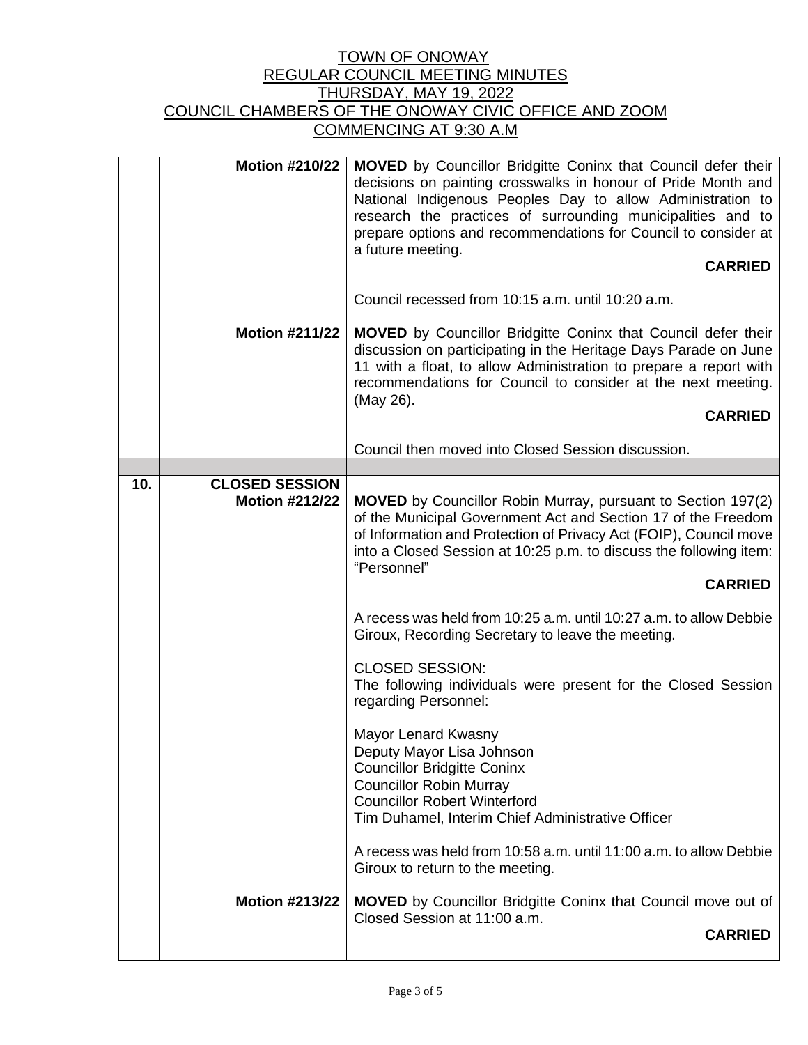# TOWN OF ONOWAY
## REGULAR COUNCIL MEETING MINUTES
## THURSDAY, MAY 19, 2022
## COUNCIL CHAMBERS OF THE ONOWAY CIVIC OFFICE AND ZOOM
## COMMENCING AT 9:30 A.M

| | | |
|---|---|---|
| | **Motion #210/22** | **MOVED** by Councillor Bridgitte Coninx that Council defer their decisions on painting crosswalks in honour of Pride Month and National Indigenous Peoples Day to allow Administration to research the practices of surrounding municipalities and to prepare options and recommendations for Council to consider at a future meeting. **CARRIED** |
| | | Council recessed from 10:15 a.m. until 10:20 a.m. |
| | **Motion #211/22** | **MOVED** by Councillor Bridgitte Coninx that Council defer their discussion on participating in the Heritage Days Parade on June 11 with a float, to allow Administration to prepare a report with recommendations for Council to consider at the next meeting. (May 26). **CARRIED** |
| | | Council then moved into Closed Session discussion. |
| | | |
| **10.** | **CLOSED SESSION** **Motion #212/22** | **MOVED** by Councillor Robin Murray, pursuant to Section 197(2) of the Municipal Government Act and Section 17 of the Freedom of Information and Protection of Privacy Act (FOIP), Council move into a Closed Session at 10:25 p.m. to discuss the following item: "Personnel" **CARRIED** |
| | | A recess was held from 10:25 a.m. until 10:27 a.m. to allow Debbie Giroux, Recording Secretary to leave the meeting. |
| | | CLOSED SESSION: The following individuals were present for the Closed Session regarding Personnel: |
| | | Mayor Lenard Kwasny<br>Deputy Mayor Lisa Johnson<br>Councillor Bridgitte Coninx<br>Councillor Robin Murray<br>Councillor Robert Winterford<br>Tim Duhamel, Interim Chief Administrative Officer |
| | | A recess was held from 10:58 a.m. until 11:00 a.m. to allow Debbie Giroux to return to the meeting. |
| | **Motion #213/22** | **MOVED** by Councillor Bridgitte Coninx that Council move out of Closed Session at 11:00 a.m. **CARRIED** |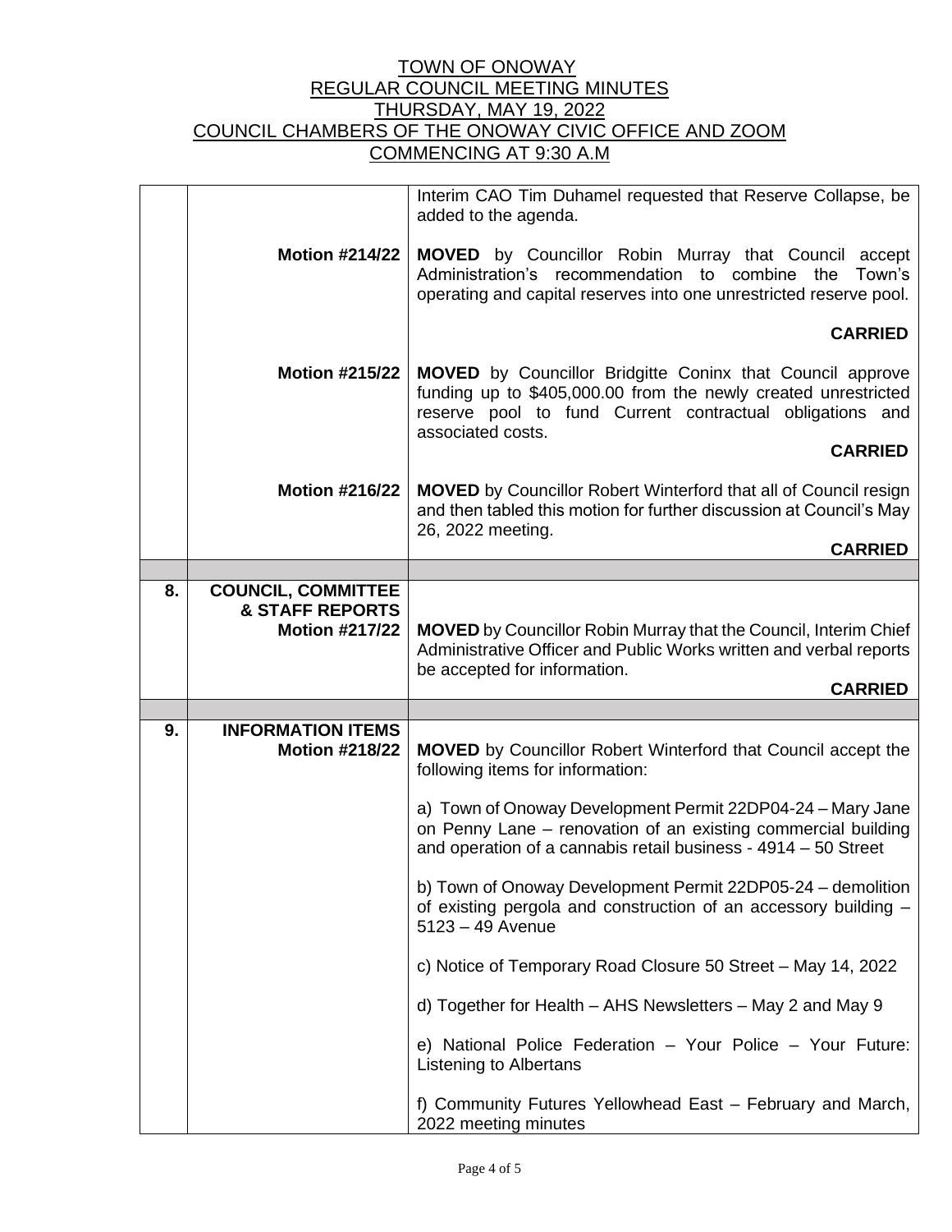TOWN OF ONOWAY
REGULAR COUNCIL MEETING MINUTES
THURSDAY, MAY 19, 2022
COUNCIL CHAMBERS OF THE ONOWAY CIVIC OFFICE AND ZOOM
COMMENCING AT 9:30 A.M

| | | |
|---|---|---|
| | | Interim CAO Tim Duhamel requested that Reserve Collapse, be added to the agenda. |
| | **Motion #214/22** | **MOVED** by Councillor Robin Murray that Council accept Administration's recommendation to combine the Town's operating and capital reserves into one unrestricted reserve pool. **CARRIED** |
| | **Motion #215/22** | **MOVED** by Councillor Bridgitte Coninx that Council approve funding up to $405,000.00 from the newly created unrestricted reserve pool to fund Current contractual obligations and associated costs. **CARRIED** |
| | **Motion #216/22** | **MOVED** by Councillor Robert Winterford that all of Council resign and then tabled this motion for further discussion at Council's May 26, 2022 meeting. **CARRIED** |
| | | |
| **8.** | **COUNCIL, COMMITTEE & STAFF REPORTS** **Motion #217/22** | **MOVED** by Councillor Robin Murray that the Council, Interim Chief Administrative Officer and Public Works written and verbal reports be accepted for information. **CARRIED** |
| | | |
| **9.** | **INFORMATION ITEMS** **Motion #218/22** | **MOVED** by Councillor Robert Winterford that Council accept the following items for information:<br><br>a) Town of Onoway Development Permit 22DP04-24 – Mary Jane on Penny Lane – renovation of an existing commercial building and operation of a cannabis retail business - 4914 – 50 Street<br><br>b) Town of Onoway Development Permit 22DP05-24 – demolition of existing pergola and construction of an accessory building – 5123 – 49 Avenue<br><br>c) Notice of Temporary Road Closure 50 Street – May 14, 2022<br><br>d) Together for Health – AHS Newsletters – May 2 and May 9<br><br>e) National Police Federation – Your Police – Your Future: Listening to Albertans<br><br>f) Community Futures Yellowhead East – February and March, 2022 meeting minutes |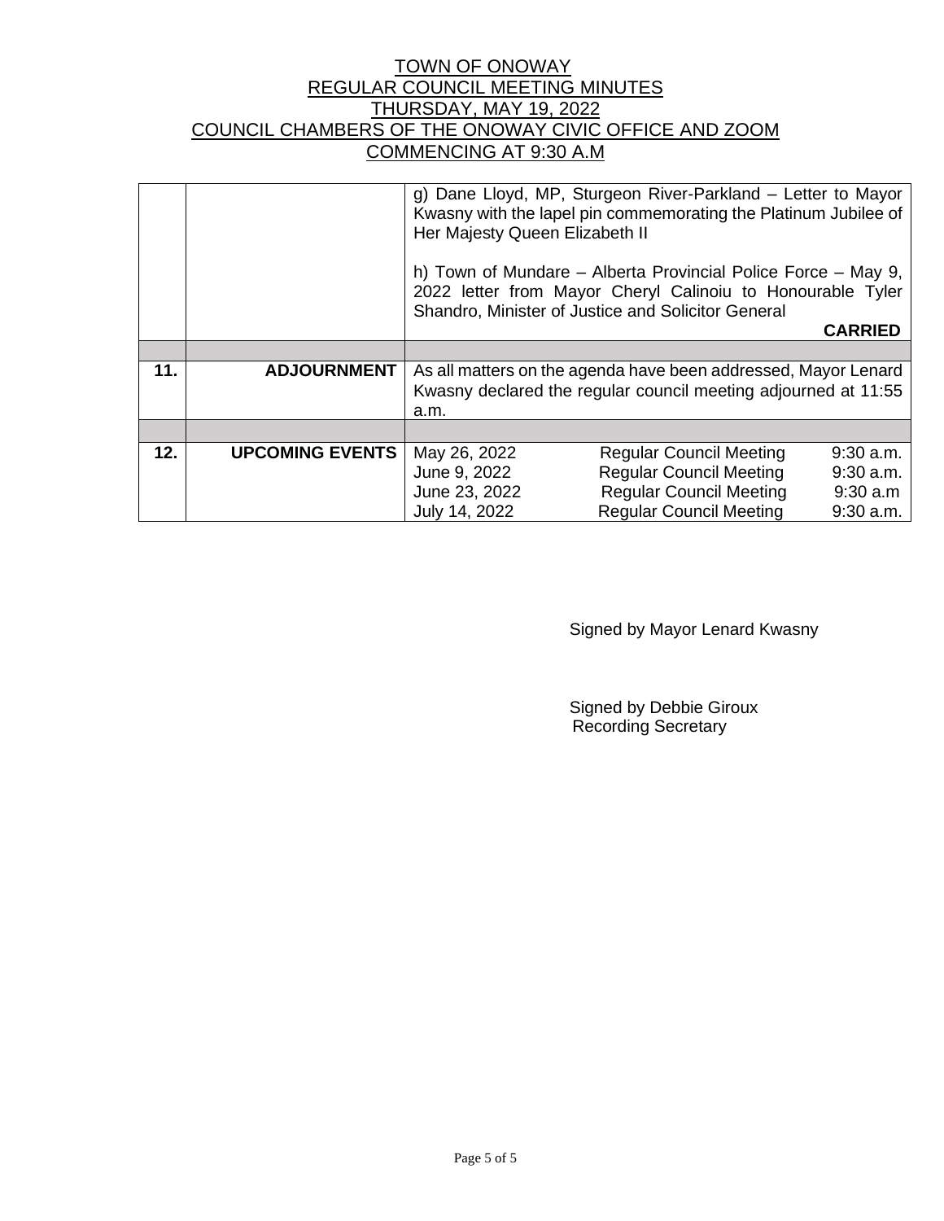TOWN OF ONOWAY
REGULAR COUNCIL MEETING MINUTES
THURSDAY, MAY 19, 2022
COUNCIL CHAMBERS OF THE ONOWAY CIVIC OFFICE AND ZOOM
COMMENCING AT 9:30 A.M

| | | |
|---|---|---|
| | | g) Dane Lloyd, MP, Sturgeon River-Parkland – Letter to Mayor Kwasny with the lapel pin commemorating the Platinum Jubilee of Her Majesty Queen Elizabeth II<br><br>h) Town of Mundare – Alberta Provincial Police Force – May 9, 2022 letter from Mayor Cheryl Calinoiu to Honourable Tyler Shandro, Minister of Justice and Solicitor General<br><br>**CARRIED** |
| | | |
| **11.** | **ADJOURNMENT** | As all matters on the agenda have been addressed, Mayor Lenard Kwasny declared the regular council meeting adjourned at 11:55 a.m. |
| | | |
| **12.** | **UPCOMING EVENTS** | May 26, 2022 Regular Council Meeting 9:30 a.m.<br>June 9, 2022 Regular Council Meeting 9:30 a.m.<br>June 23, 2022 Regular Council Meeting 9:30 a.m<br>July 14, 2022 Regular Council Meeting 9:30 a.m. |

Signed by Mayor Lenard Kwasny

Signed by Debbie Giroux
Recording Secretary